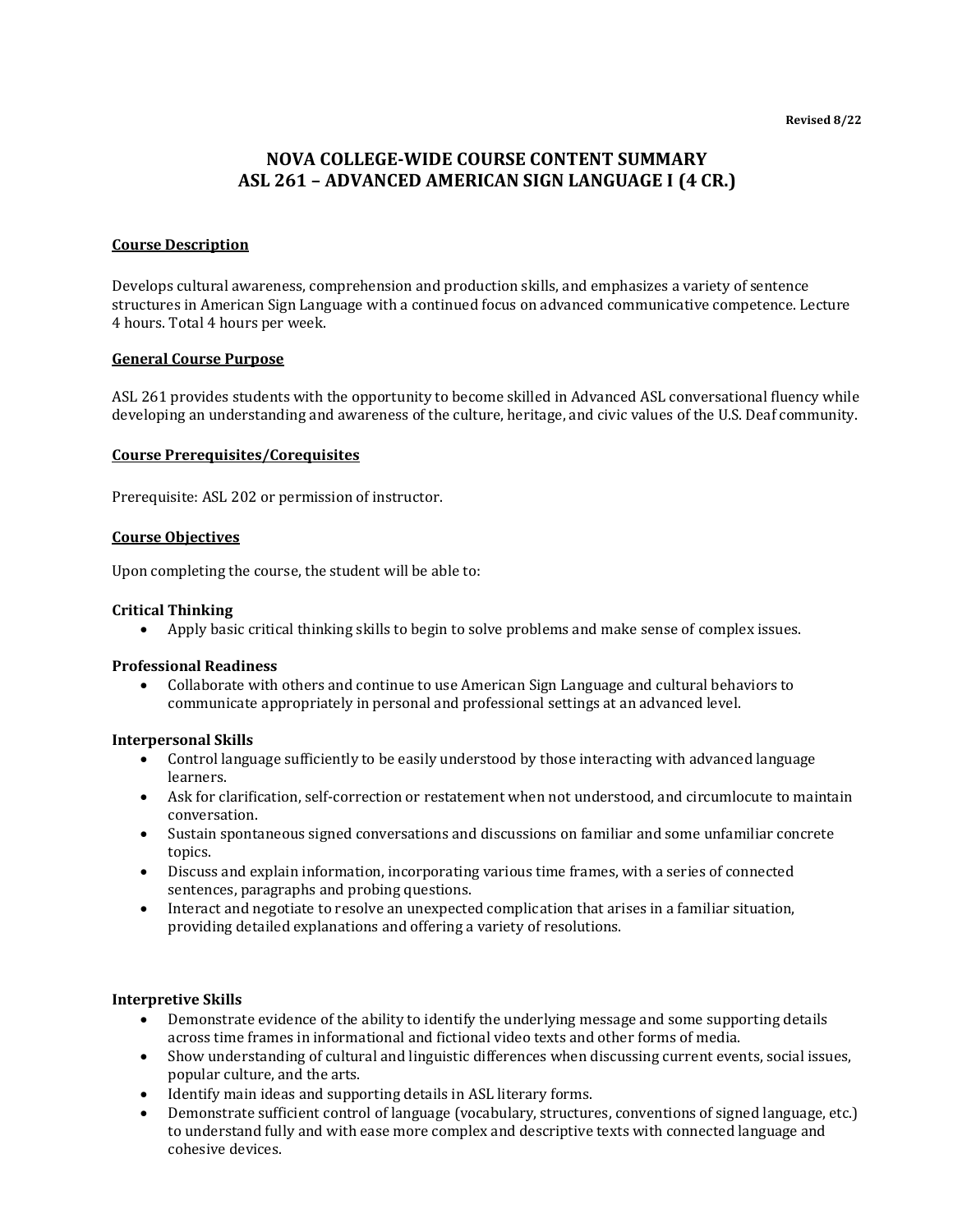**Revised 8/22**

# NOVA COLLEGE-WIDE COURSE CONTENT SUMMARY
# ASL 261 – ADVANCED AMERICAN SIGN LANGUAGE I (4 CR.)

## Course Description

Develops cultural awareness, comprehension and production skills, and emphasizes a variety of sentence structures in American Sign Language with a continued focus on advanced communicative competence. Lecture 4 hours. Total 4 hours per week.

## General Course Purpose

ASL 261 provides students with the opportunity to become skilled in Advanced ASL conversational fluency while developing an understanding and awareness of the culture, heritage, and civic values of the U.S. Deaf community.

## Course Prerequisites/Corequisites

Prerequisite: ASL 202 or permission of instructor.

## Course Objectives

Upon completing the course, the student will be able to:

### Critical Thinking

- Apply basic critical thinking skills to begin to solve problems and make sense of complex issues.

### Professional Readiness

- Collaborate with others and continue to use American Sign Language and cultural behaviors to communicate appropriately in personal and professional settings at an advanced level.

### Interpersonal Skills

- Control language sufficiently to be easily understood by those interacting with advanced language learners.
- Ask for clarification, self-correction or restatement when not understood, and circumlocute to maintain conversation.
- Sustain spontaneous signed conversations and discussions on familiar and some unfamiliar concrete topics.
- Discuss and explain information, incorporating various time frames, with a series of connected sentences, paragraphs and probing questions.
- Interact and negotiate to resolve an unexpected complication that arises in a familiar situation, providing detailed explanations and offering a variety of resolutions.

### Interpretive Skills

- Demonstrate evidence of the ability to identify the underlying message and some supporting details across time frames in informational and fictional video texts and other forms of media.
- Show understanding of cultural and linguistic differences when discussing current events, social issues, popular culture, and the arts.
- Identify main ideas and supporting details in ASL literary forms.
- Demonstrate sufficient control of language (vocabulary, structures, conventions of signed language, etc.) to understand fully and with ease more complex and descriptive texts with connected language and cohesive devices.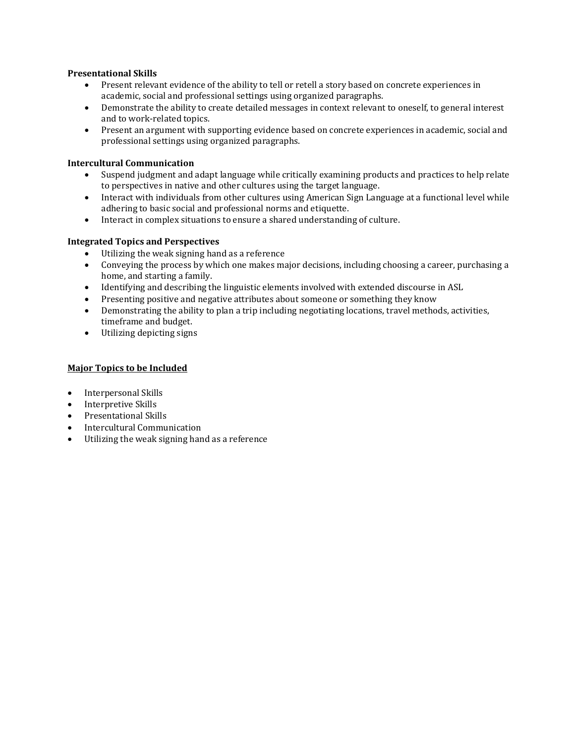**Presentational Skills**

- Present relevant evidence of the ability to tell or retell a story based on concrete experiences in academic, social and professional settings using organized paragraphs.
- Demonstrate the ability to create detailed messages in context relevant to oneself, to general interest and to work-related topics.
- Present an argument with supporting evidence based on concrete experiences in academic, social and professional settings using organized paragraphs.

**Intercultural Communication**

- Suspend judgment and adapt language while critically examining products and practices to help relate to perspectives in native and other cultures using the target language.
- Interact with individuals from other cultures using American Sign Language at a functional level while adhering to basic social and professional norms and etiquette.
- Interact in complex situations to ensure a shared understanding of culture.

**Integrated Topics and Perspectives**

- Utilizing the weak signing hand as a reference
- Conveying the process by which one makes major decisions, including choosing a career, purchasing a home, and starting a family.
- Identifying and describing the linguistic elements involved with extended discourse in ASL
- Presenting positive and negative attributes about someone or something they know
- Demonstrating the ability to plan a trip including negotiating locations, travel methods, activities, timeframe and budget.
- Utilizing depicting signs

**<u>Major Topics to be Included</u>**

- Interpersonal Skills
- Interpretive Skills
- Presentational Skills
- Intercultural Communication
- Utilizing the weak signing hand as a reference